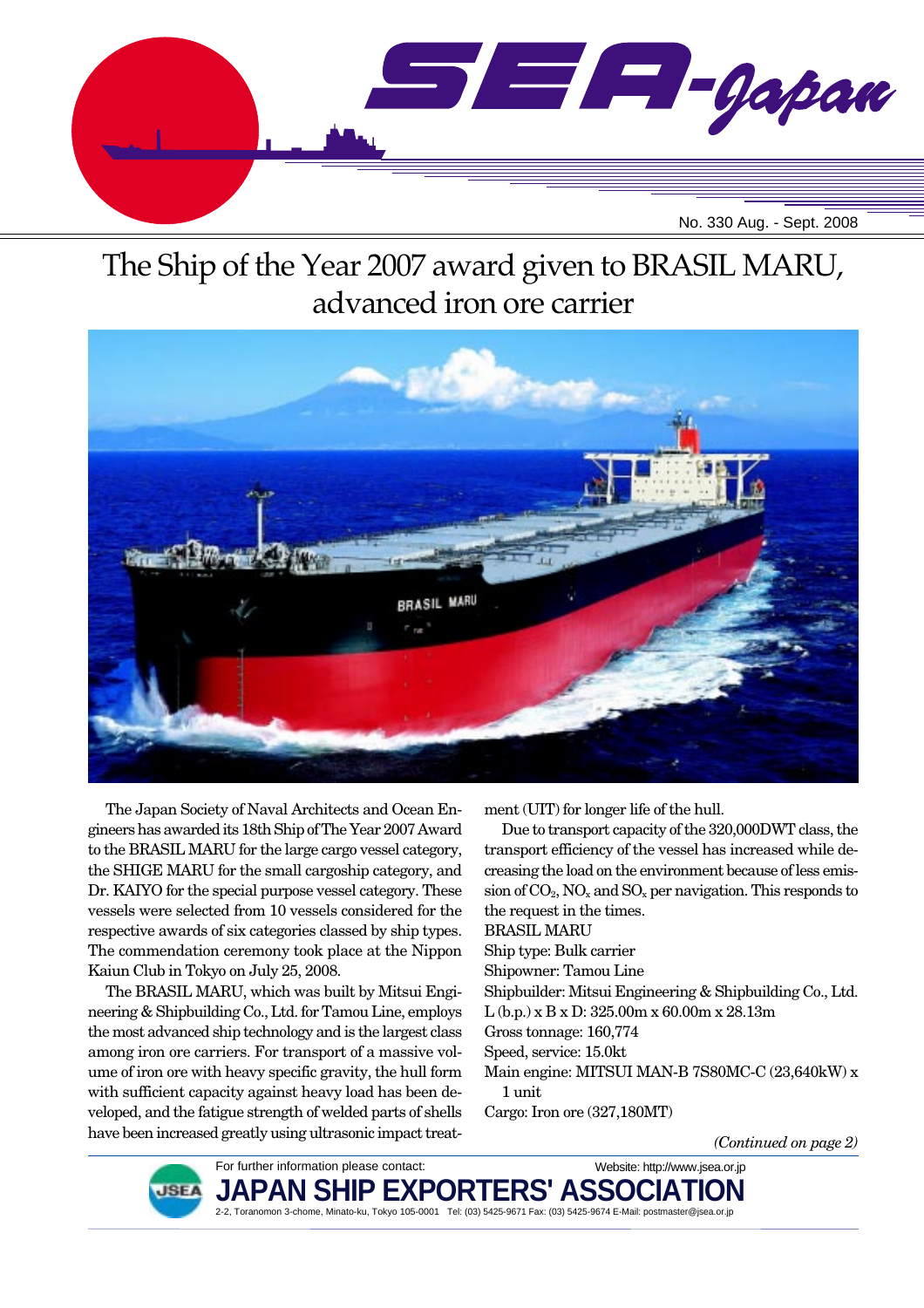# SEA-Japan

No. 330 Aug. - Sept. 2008

## The Ship of the Year 2007 award given to BRASIL MARU, advanced iron ore carrier

The Japan Society of Naval Architects and Ocean Engineers has awarded its 18th Ship of The Year 2007 Award to the BRASIL MARU for the large cargo vessel category, the SHIGE MARU for the small cargoship category, and Dr. KAIYO for the special purpose vessel category. These vessels were selected from 10 vessels considered for the respective awards of six categories classed by ship types. The commendation ceremony took place at the Nippon Kaiun Club in Tokyo on July 25, 2008.

The BRASIL MARU, which was built by Mitsui Engineering & Shipbuilding Co., Ltd. for Tamou Line, employs the most advanced ship technology and is the largest class among iron ore carriers. For transport of a massive volume of iron ore with heavy specific gravity, the hull form with sufficient capacity against heavy load has been developed, and the fatigue strength of welded parts of shells have been increased greatly using ultrasonic impact treatment (UIT) for longer life of the hull.

Due to transport capacity of the 320,000DWT class, the transport efficiency of the vessel has increased while decreasing the load on the environment because of less emission of $CO_2$, $NO_x$ and $SO_x$ per navigation. This responds to the request in the times.

BRASIL MARU
Ship type: Bulk carrier
Shipowner: Tamou Line
Shipbuilder: Mitsui Engineering & Shipbuilding Co., Ltd.
L (b.p.) x B x D: 325.00m x 60.00m x 28.13m
Gross tonnage: 160,774
Speed, service: 15.0kt
Main engine: MITSUI MAN-B 7S80MC-C (23,640kW) x 1 unit
Cargo: Iron ore (327,180MT)

*(Continued on page 2)*

For further information please contact:
Website: http://www.jsea.or.jp
**JAPAN SHIP EXPORTERS' ASSOCIATION**
2-2, Toranomon 3-chome, Minato-ku, Tokyo 105-0001 Tel: (03) 5425-9671 Fax: (03) 5425-9674 E-Mail: postmaster@jsea.or.jp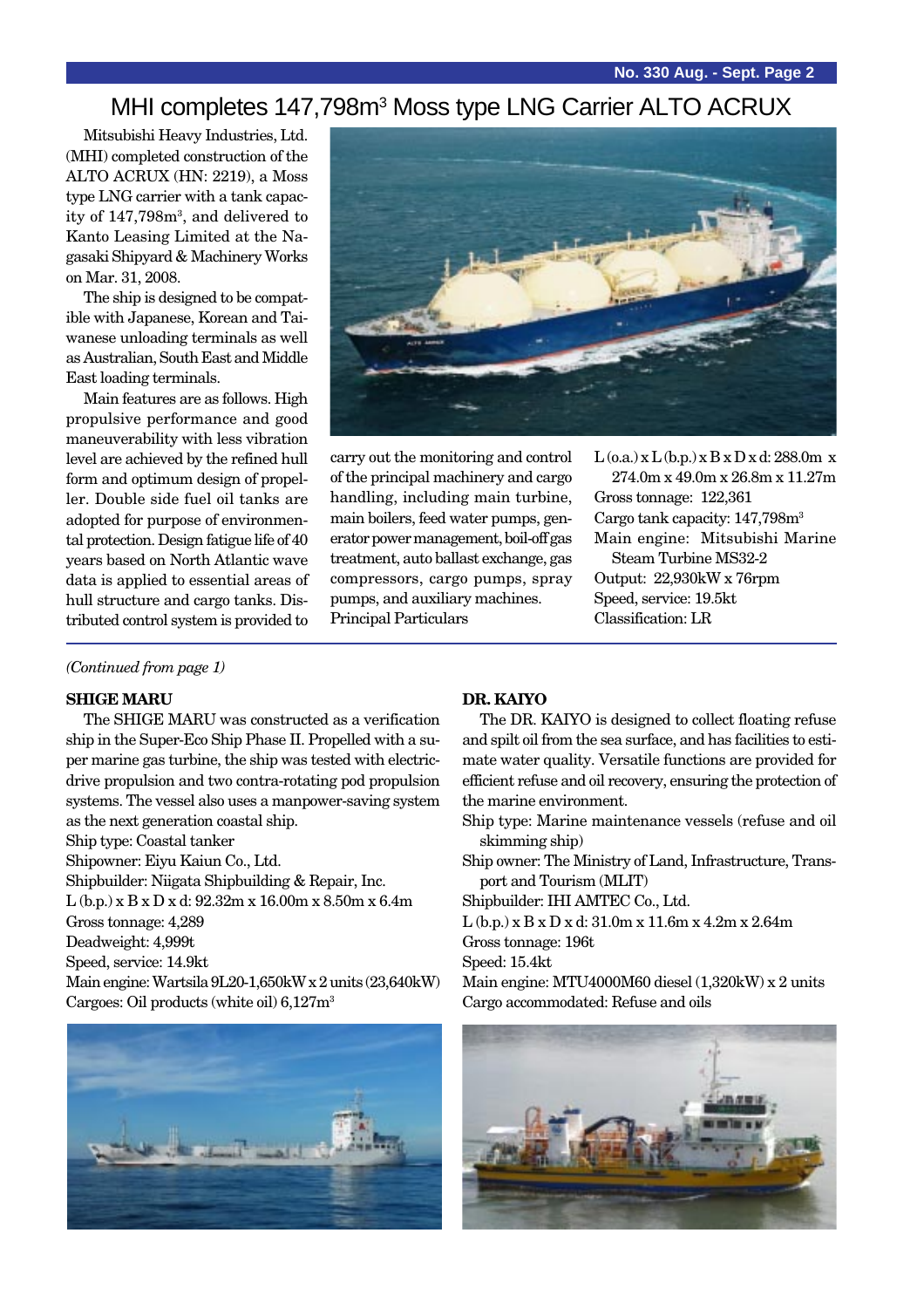# MHI completes 147,798m$^3$ Moss type LNG Carrier ALTO ACRUX

Mitsubishi Heavy Industries, Ltd. (MHI) completed construction of the ALTO ACRUX (HN: 2219), a Moss type LNG carrier with a tank capacity of 147,798m$^3$, and delivered to Kanto Leasing Limited at the Nagasaki Shipyard & Machinery Works on Mar. 31, 2008.

The ship is designed to be compatible with Japanese, Korean and Taiwanese unloading terminals as well as Australian, South East and Middle East loading terminals.

Main features are as follows. High propulsive performance and good maneuverability with less vibration level are achieved by the refined hull form and optimum design of propeller. Double side fuel oil tanks are adopted for purpose of environmental protection. Design fatigue life of 40 years based on North Atlantic wave data is applied to essential areas of hull structure and cargo tanks. Distributed control system is provided to carry out the monitoring and control of the principal machinery and cargo handling, including main turbine, main boilers, feed water pumps, generator power management, boil-off gas treatment, auto ballast exchange, gas compressors, cargo pumps, spray pumps, and auxiliary machines.

Principal Particulars

L (o.a.) x L (b.p.) x B x D x d: 288.0m x 274.0m x 49.0m x 26.8m x 11.27m
Gross tonnage: 122,361
Cargo tank capacity: 147,798m$^3$
Main engine: Mitsubishi Marine Steam Turbine MS32-2
Output: 22,930kW x 76rpm
Speed, service: 19.5kt
Classification: LR

*(Continued from page 1)*

**SHIGE MARU**

The SHIGE MARU was constructed as a verification ship in the Super-Eco Ship Phase II. Propelled with a super marine gas turbine, the ship was tested with electric-drive propulsion and two contra-rotating pod propulsion systems. The vessel also uses a manpower-saving system as the next generation coastal ship.

Ship type: Coastal tanker
Shipowner: Eiyu Kaiun Co., Ltd.
Shipbuilder: Niigata Shipbuilding & Repair, Inc.
L (b.p.) x B x D x d: 92.32m x 16.00m x 8.50m x 6.4m
Gross tonnage: 4,289
Deadweight: 4,999t
Speed, service: 14.9kt
Main engine: Wartsila 9L20-1,650kW x 2 units (23,640kW)
Cargoes: Oil products (white oil) 6,127m$^3$

**DR. KAIYO**

The DR. KAIYO is designed to collect floating refuse and spilt oil from the sea surface, and has facilities to estimate water quality. Versatile functions are provided for efficient refuse and oil recovery, ensuring the protection of the marine environment.

Ship type: Marine maintenance vessels (refuse and oil skimming ship)
Ship owner: The Ministry of Land, Infrastructure, Transport and Tourism (MLIT)
Shipbuilder: IHI AMTEC Co., Ltd.
L (b.p.) x B x D x d: 31.0m x 11.6m x 4.2m x 2.64m
Gross tonnage: 196t
Speed: 15.4kt
Main engine: MTU4000M60 diesel (1,320kW) x 2 units
Cargo accommodated: Refuse and oils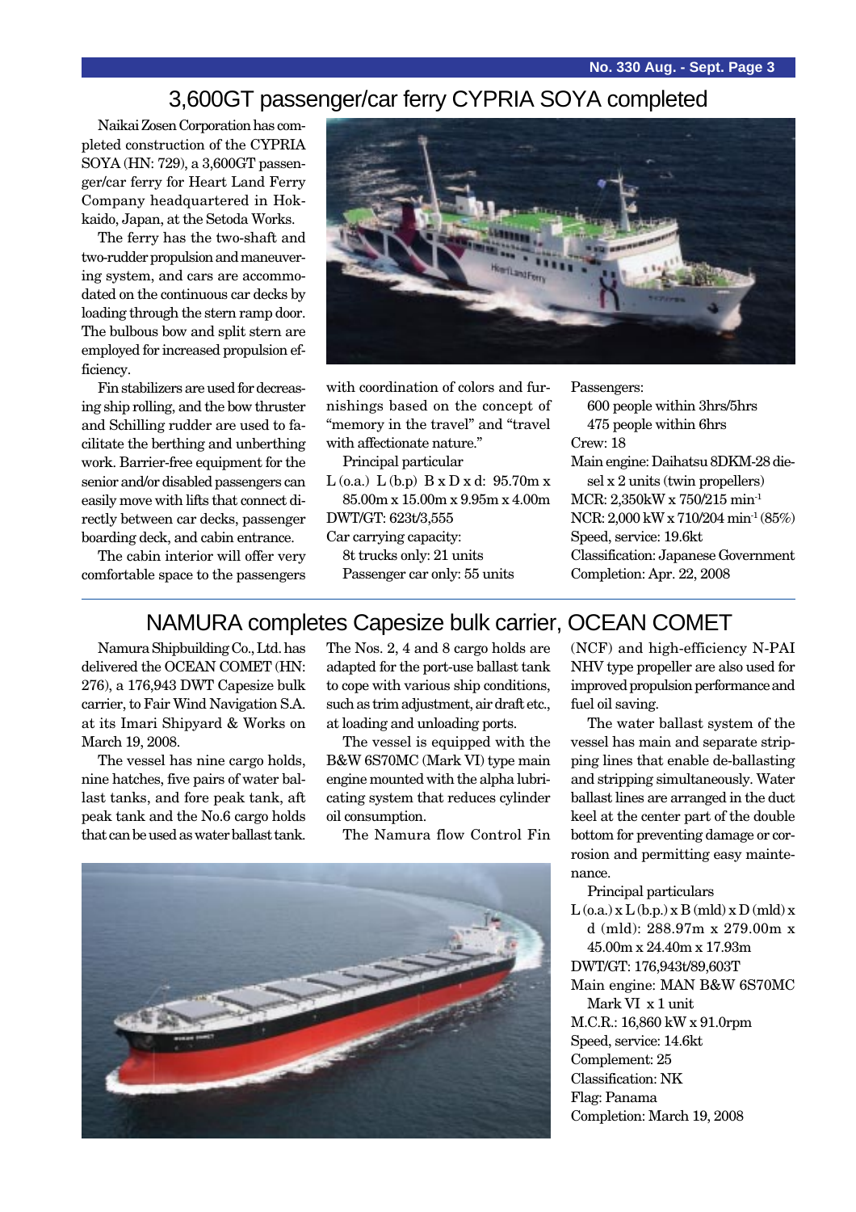## 3,600GT passenger/car ferry CYPRIA SOYA completed

Naikai Zosen Corporation has completed construction of the CYPRIA SOYA (HN: 729), a 3,600GT passenger/car ferry for Heart Land Ferry Company headquartered in Hokkaido, Japan, at the Setoda Works.

The ferry has the two-shaft and two-rudder propulsion and maneuvering system, and cars are accommodated on the continuous car decks by loading through the stern ramp door. The bulbous bow and split stern are employed for increased propulsion efficiency.

Fin stabilizers are used for decreasing ship rolling, and the bow thruster and Schilling rudder are used to facilitate the berthing and unberthing work. Barrier-free equipment for the senior and/or disabled passengers can easily move with lifts that connect directly between car decks, passenger boarding deck, and cabin entrance.

The cabin interior will offer very comfortable space to the passengers with coordination of colors and furnishings based on the concept of "memory in the travel" and "travel with affectionate nature."

Principal particular

L (o.a.) L (b.p) B x D x d: 95.70m x 85.00m x 15.00m x 9.95m x 4.00m
DWT/GT: 623t/3,555
Car carrying capacity:
  8t trucks only: 21 units
  Passenger car only: 55 units
Passengers:
  600 people within 3hrs/5hrs
  475 people within 6hrs
Crew: 18
Main engine: Daihatsu 8DKM-28 diesel x 2 units (twin propellers)
MCR: 2,350kW x 750/215 min$^{-1}$
NCR: 2,000 kW x 710/204 min$^{-1}$ (85%)
Speed, service: 19.6kt
Classification: Japanese Government
Completion: Apr. 22, 2008

## NAMURA completes Capesize bulk carrier, OCEAN COMET

Namura Shipbuilding Co., Ltd. has delivered the OCEAN COMET (HN: 276), a 176,943 DWT Capesize bulk carrier, to Fair Wind Navigation S.A. at its Imari Shipyard & Works on March 19, 2008.

The vessel has nine cargo holds, nine hatches, five pairs of water ballast tanks, and fore peak tank, aft peak tank and the No.6 cargo holds that can be used as water ballast tank. The Nos. 2, 4 and 8 cargo holds are adapted for the port-use ballast tank to cope with various ship conditions, such as trim adjustment, air draft etc., at loading and unloading ports.

The vessel is equipped with the B&W 6S70MC (Mark VI) type main engine mounted with the alpha lubricating system that reduces cylinder oil consumption.

The Namura flow Control Fin (NCF) and high-efficiency N-PAI NHV type propeller are also used for improved propulsion performance and fuel oil saving.

The water ballast system of the vessel has main and separate stripping lines that enable de-ballasting and stripping simultaneously. Water ballast lines are arranged in the duct keel at the center part of the double bottom for preventing damage or corrosion and permitting easy maintenance.

Principal particulars

L (o.a.) x L (b.p.) x B (mld) x D (mld) x d (mld): 288.97m x 279.00m x 45.00m x 24.40m x 17.93m
DWT/GT: 176,943t/89,603T
Main engine: MAN B&W 6S70MC Mark VI x 1 unit
M.C.R.: 16,860 kW x 91.0rpm
Speed, service: 14.6kt
Complement: 25
Classification: NK
Flag: Panama
Completion: March 19, 2008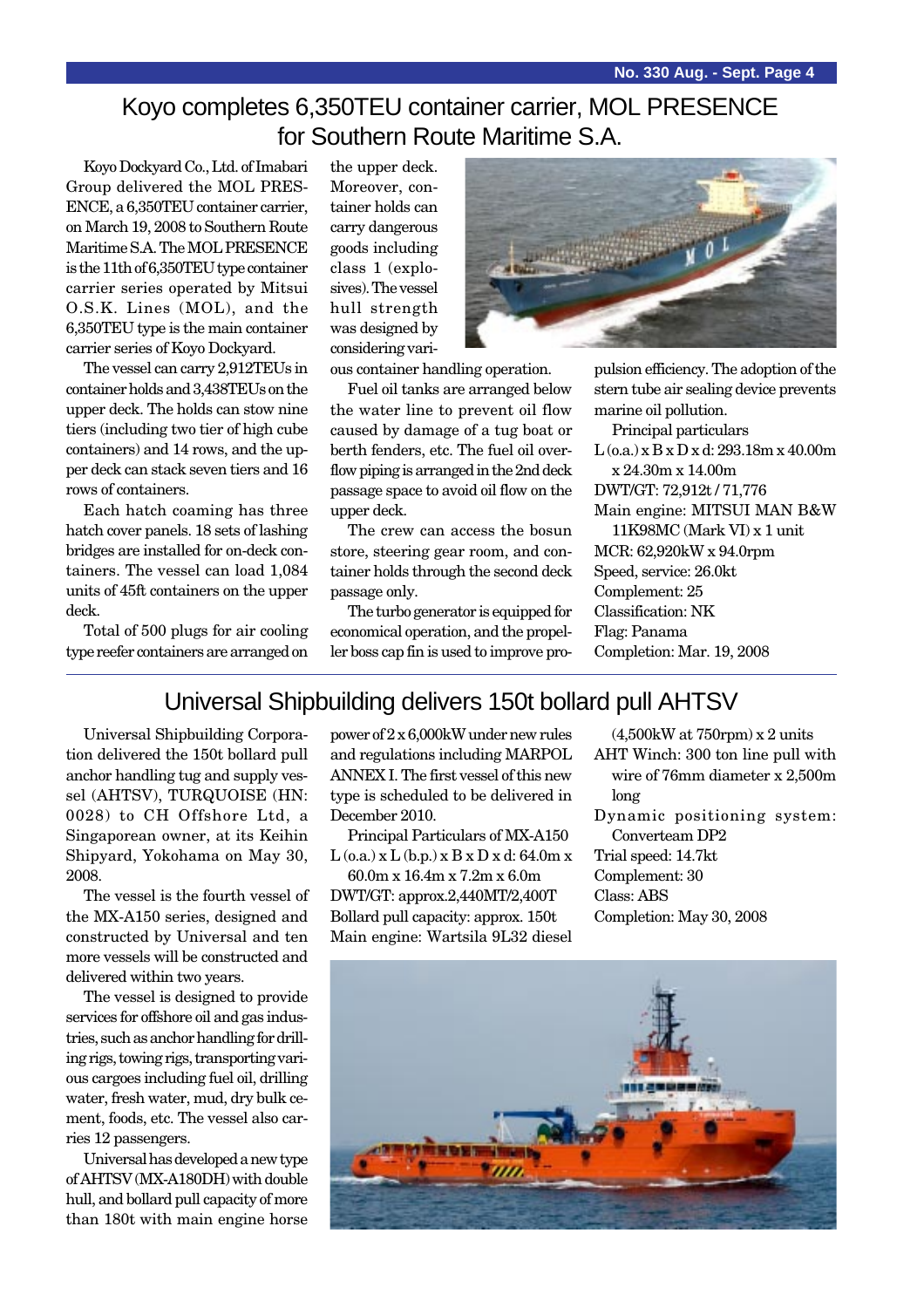## Koyo completes 6,350TEU container carrier, MOL PRESENCE for Southern Route Maritime S.A.

Koyo Dockyard Co., Ltd. of Imabari Group delivered the MOL PRESENCE, a 6,350TEU container carrier, on March 19, 2008 to Southern Route Maritime S.A. The MOL PRESENCE is the 11th of 6,350TEU type container carrier series operated by Mitsui O.S.K. Lines (MOL), and the 6,350TEU type is the main container carrier series of Koyo Dockyard.

The vessel can carry 2,912TEUs in container holds and 3,438TEUs on the upper deck. The holds can stow nine tiers (including two tier of high cube containers) and 14 rows, and the upper deck can stack seven tiers and 16 rows of containers.

Each hatch coaming has three hatch cover panels. 18 sets of lashing bridges are installed for on-deck containers. The vessel can load 1,084 units of 45ft containers on the upper deck.

Total of 500 plugs for air cooling type reefer containers are arranged on the upper deck. Moreover, container holds can carry dangerous goods including class 1 (explosives). The vessel hull strength was designed by considering various container handling operation.

Fuel oil tanks are arranged below the water line to prevent oil flow caused by damage of a tug boat or berth fenders, etc. The fuel oil overflow piping is arranged in the 2nd deck passage space to avoid oil flow on the upper deck.

The crew can access the bosun store, steering gear room, and container holds through the second deck passage only.

The turbo generator is equipped for economical operation, and the propeller boss cap fin is used to improve propulsion efficiency. The adoption of the stern tube air sealing device prevents marine oil pollution.

Principal particulars

L (o.a.) x B x D x d: 293.18m x 40.00m x 24.30m x 14.00m
DWT/GT: 72,912t / 71,776
Main engine: MITSUI MAN B&W 11K98MC (Mark VI) x 1 unit
MCR: 62,920kW x 94.0rpm
Speed, service: 26.0kt
Complement: 25
Classification: NK
Flag: Panama
Completion: Mar. 19, 2008

## Universal Shipbuilding delivers 150t bollard pull AHTSV

Universal Shipbuilding Corporation delivered the 150t bollard pull anchor handling tug and supply vessel (AHTSV), TURQUOISE (HN: 0028) to CH Offshore Ltd, a Singaporean owner, at its Keihin Shipyard, Yokohama on May 30, 2008.

The vessel is the fourth vessel of the MX-A150 series, designed and constructed by Universal and ten more vessels will be constructed and delivered within two years.

The vessel is designed to provide services for offshore oil and gas industries, such as anchor handling for drilling rigs, towing rigs, transporting various cargoes including fuel oil, drilling water, fresh water, mud, dry bulk cement, foods, etc. The vessel also carries 12 passengers.

Universal has developed a new type of AHTSV (MX-A180DH) with double hull, and bollard pull capacity of more than 180t with main engine horse power of 2 x 6,000kW under new rules and regulations including MARPOL ANNEX I. The first vessel of this new type is scheduled to be delivered in December 2010.

Principal Particulars of MX-A150

L (o.a.) x L (b.p.) x B x D x d: 64.0m x 60.0m x 16.4m x 7.2m x 6.0m
DWT/GT: approx.2,440MT/2,400T
Bollard pull capacity: approx. 150t
Main engine: Wartsila 9L32 diesel (4,500kW at 750rpm) x 2 units
AHT Winch: 300 ton line pull with wire of 76mm diameter x 2,500m long
Dynamic positioning system: Converteam DP2
Trial speed: 14.7kt
Complement: 30
Class: ABS
Completion: May 30, 2008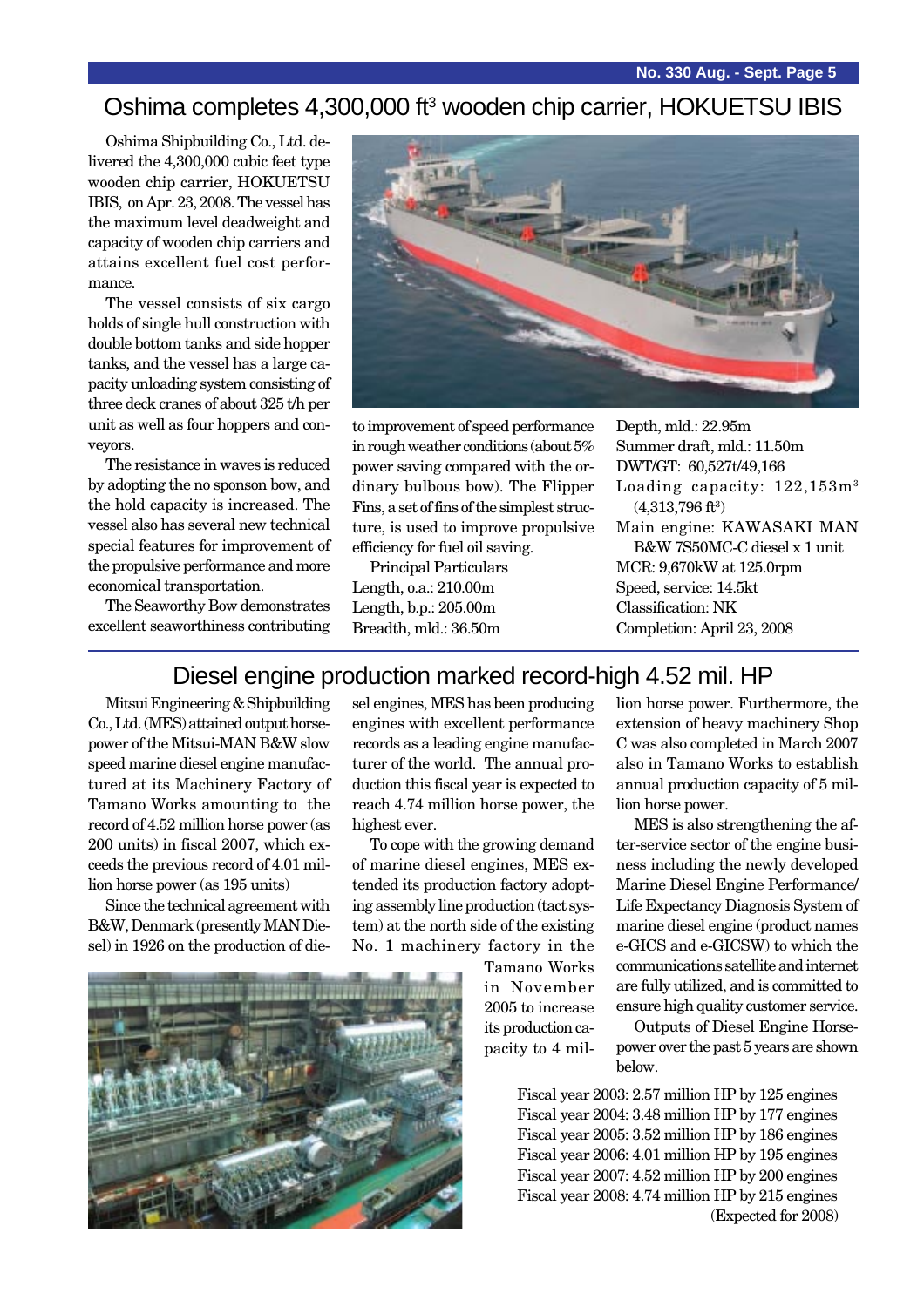# Oshima completes 4,300,000 ft³ wooden chip carrier, HOKUETSU IBIS

Oshima Shipbuilding Co., Ltd. delivered the 4,300,000 cubic feet type wooden chip carrier, HOKUETSU IBIS, on Apr. 23, 2008. The vessel has the maximum level deadweight and capacity of wooden chip carriers and attains excellent fuel cost performance.

The vessel consists of six cargo holds of single hull construction with double bottom tanks and side hopper tanks, and the vessel has a large capacity unloading system consisting of three deck cranes of about 325 t/h per unit as well as four hoppers and conveyors.

The resistance in waves is reduced by adopting the no sponson bow, and the hold capacity is increased. The vessel also has several new technical special features for improvement of the propulsive performance and more economical transportation.

The Seaworthy Bow demonstrates excellent seaworthiness contributing to improvement of speed performance in rough weather conditions (about 5% power saving compared with the ordinary bulbous bow). The Flipper Fins, a set of fins of the simplest structure, is used to improve propulsive efficiency for fuel oil saving.

Principal Particulars

Length, o.a.: 210.00m
Length, b.p.: 205.00m
Breadth, mld.: 36.50m
Depth, mld.: 22.95m
Summer draft, mld.: 11.50m
DWT/GT: 60,527t/49,166
Loading capacity: 122,153m³ (4,313,796 ft³)
Main engine: KAWASAKI MAN B&W 7S50MC-C diesel x 1 unit
MCR: 9,670kW at 125.0rpm
Speed, service: 14.5kt
Classification: NK
Completion: April 23, 2008

# Diesel engine production marked record-high 4.52 mil. HP

Mitsui Engineering & Shipbuilding Co., Ltd. (MES) attained output horsepower of the Mitsui-MAN B&W slow speed marine diesel engine manufactured at its Machinery Factory of Tamano Works amounting to the record of 4.52 million horse power (as 200 units) in fiscal 2007, which exceeds the previous record of 4.01 million horse power (as 195 units)

Since the technical agreement with B&W, Denmark (presently MAN Diesel) in 1926 on the production of diesel engines, MES has been producing engines with excellent performance records as a leading engine manufacturer of the world. The annual production this fiscal year is expected to reach 4.74 million horse power, the highest ever.

To cope with the growing demand of marine diesel engines, MES extended its production factory adopting assembly line production (tact system) at the north side of the existing No. 1 machinery factory in the Tamano Works in November 2005 to increase its production capacity to 4 million horse power. Furthermore, the extension of heavy machinery Shop C was also completed in March 2007 also in Tamano Works to establish annual production capacity of 5 million horse power.

MES is also strengthening the after-service sector of the engine business including the newly developed Marine Diesel Engine Performance/ Life Expectancy Diagnosis System of marine diesel engine (product names e-GICS and e-GICSW) to which the communications satellite and internet are fully utilized, and is committed to ensure high quality customer service.

Outputs of Diesel Engine Horsepower over the past 5 years are shown below.

Fiscal year 2003: 2.57 million HP by 125 engines
Fiscal year 2004: 3.48 million HP by 177 engines
Fiscal year 2005: 3.52 million HP by 186 engines
Fiscal year 2006: 4.01 million HP by 195 engines
Fiscal year 2007: 4.52 million HP by 200 engines
Fiscal year 2008: 4.74 million HP by 215 engines
(Expected for 2008)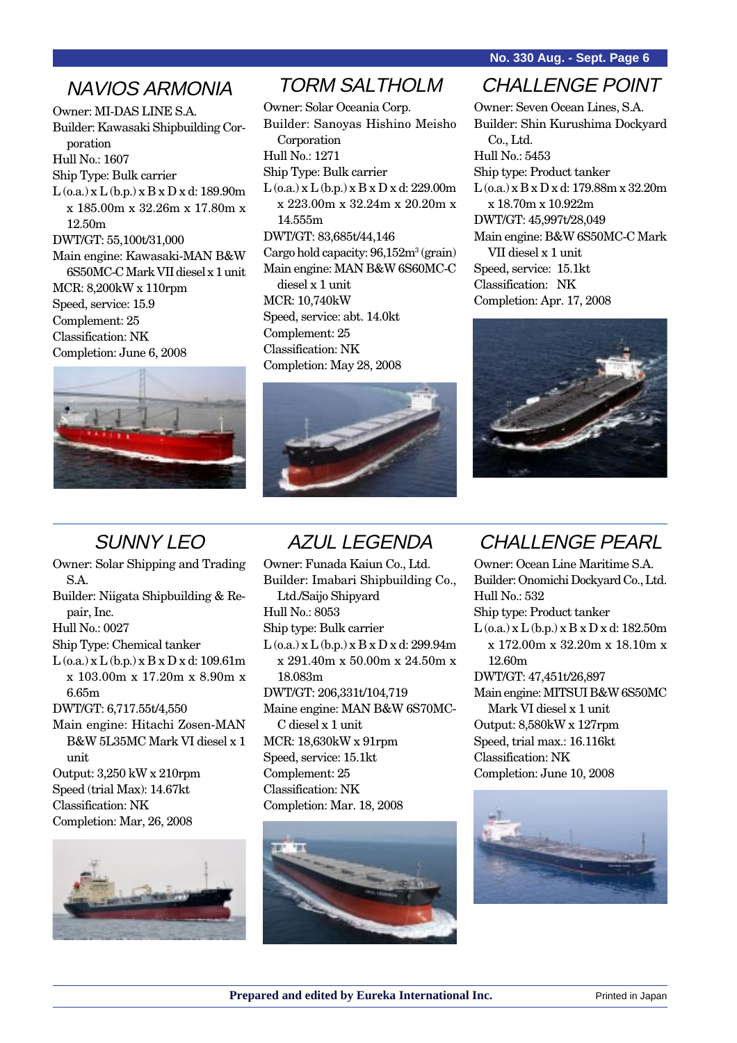## NAVIOS ARMONIA

Owner: MI-DAS LINE S.A.
Builder: Kawasaki Shipbuilding Corporation
Hull No.: 1607
Ship Type: Bulk carrier
L (o.a.) x L (b.p.) x B x D x d: 189.90m x 185.00m x 32.26m x 17.80m x 12.50m
DWT/GT: 55,100t/31,000
Main engine: Kawasaki-MAN B&W 6S50MC-C Mark VII diesel x 1 unit
MCR: 8,200kW x 110rpm
Speed, service: 15.9
Complement: 25
Classification: NK
Completion: June 6, 2008

## TORM SALTHOLM

Owner: Solar Oceania Corp.
Builder: Sanoyas Hishino Meisho Corporation
Hull No.: 1271
Ship Type: Bulk carrier
L (o.a.) x L (b.p.) x B x D x d: 229.00m x 223.00m x 32.24m x 20.20m x 14.555m
DWT/GT: 83,685t/44,146
Cargo hold capacity: 96,152m$^3$ (grain)
Main engine: MAN B&W 6S60MC-C diesel x 1 unit
MCR: 10,740kW
Speed, service: abt. 14.0kt
Complement: 25
Classification: NK
Completion: May 28, 2008

## CHALLENGE POINT

Owner: Seven Ocean Lines, S.A.
Builder: Shin Kurushima Dockyard Co., Ltd.
Hull No.: 5453
Ship type: Product tanker
L (o.a.) x B x D x d: 179.88m x 32.20m x 18.70m x 10.922m
DWT/GT: 45,997t/28,049
Main engine: B&W 6S50MC-C Mark VII diesel x 1 unit
Speed, service: 15.1kt
Classification: NK
Completion: Apr. 17, 2008

## SUNNY LEO

Owner: Solar Shipping and Trading S.A.
Builder: Niigata Shipbuilding & Repair, Inc.
Hull No.: 0027
Ship Type: Chemical tanker
L (o.a.) x L (b.p.) x B x D x d: 109.61m x 103.00m x 17.20m x 8.90m x 6.65m
DWT/GT: 6,717.55t/4,550
Main engine: Hitachi Zosen-MAN B&W 5L35MC Mark VI diesel x 1 unit
Output: 3,250 kW x 210rpm
Speed (trial Max): 14.67kt
Classification: NK
Completion: Mar, 26, 2008

## AZUL LEGENDA

Owner: Funada Kaiun Co., Ltd.
Builder: Imabari Shipbuilding Co., Ltd./Saijo Shipyard
Hull No.: 8053
Ship type: Bulk carrier
L (o.a.) x L (b.p.) x B x D x d: 299.94m x 291.40m x 50.00m x 24.50m x 18.083m
DWT/GT: 206,331t/104,719
Maine engine: MAN B&W 6S70MC-C diesel x 1 unit
MCR: 18,630kW x 91rpm
Speed, service: 15.1kt
Complement: 25
Classification: NK
Completion: Mar. 18, 2008

## CHALLENGE PEARL

Owner: Ocean Line Maritime S.A.
Builder: Onomichi Dockyard Co., Ltd.
Hull No.: 532
Ship type: Product tanker
L (o.a.) x L (b.p.) x B x D x d: 182.50m x 172.00m x 32.20m x 18.10m x 12.60m
DWT/GT: 47,451t/26,897
Main engine: MITSUI B&W 6S50MC Mark VI diesel x 1 unit
Output: 8,580kW x 127rpm
Speed, trial max.: 16.116kt
Classification: NK
Completion: June 10, 2008

**Prepared and edited by Eureka International Inc.**

Printed in Japan